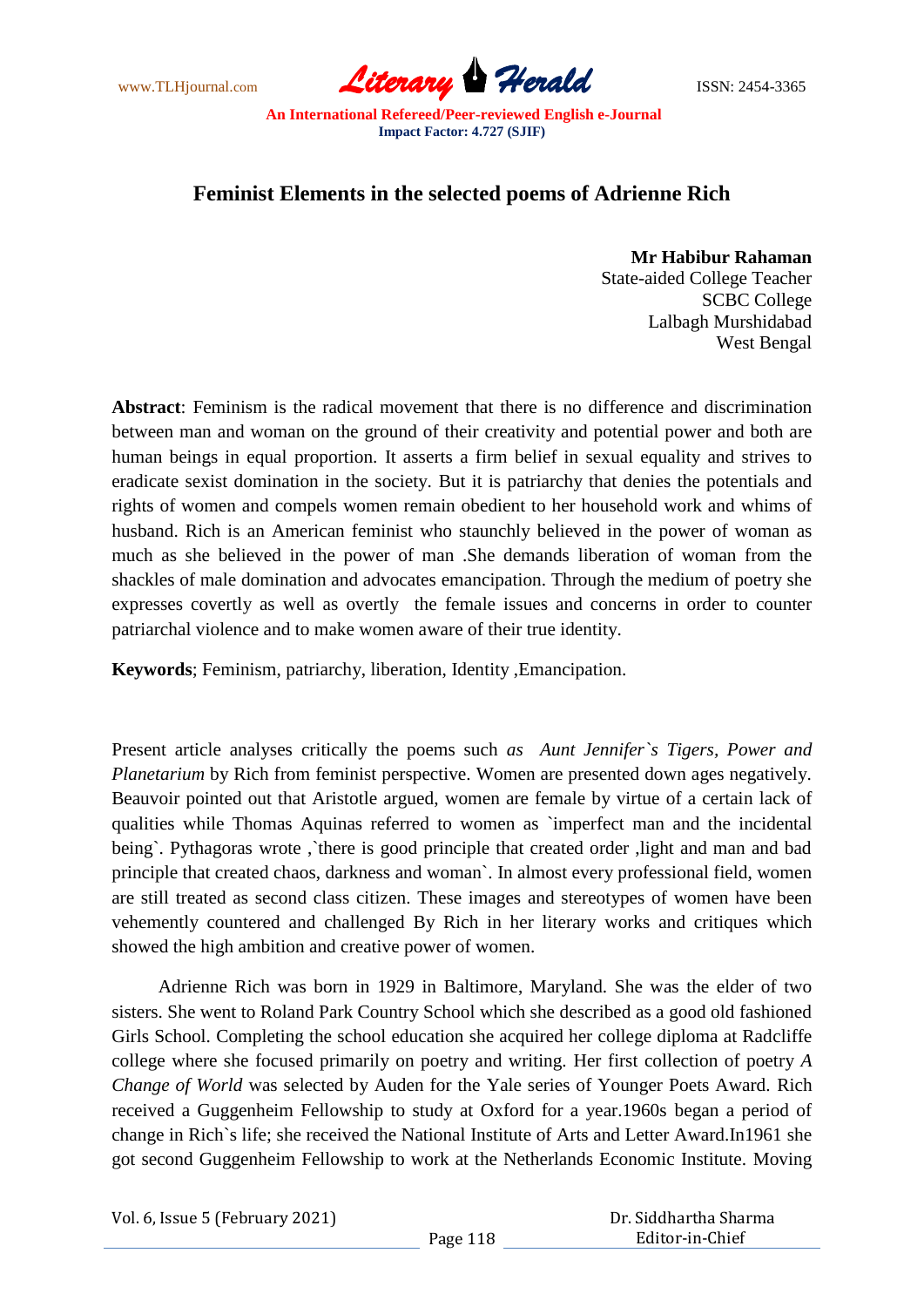# Feminist Elements in the selected poems of Adrienne Rich

**Mr Habibur Rahaman**
State-aided College Teacher
SCBC College
Lalbagh Murshidabad
West Bengal

**Abstract**: Feminism is the radical movement that there is no difference and discrimination between man and woman on the ground of their creativity and potential power and both are human beings in equal proportion. It asserts a firm belief in sexual equality and strives to eradicate sexist domination in the society. But it is patriarchy that denies the potentials and rights of women and compels women remain obedient to her household work and whims of husband. Rich is an American feminist who staunchly believed in the power of woman as much as she believed in the power of man .She demands liberation of woman from the shackles of male domination and advocates emancipation. Through the medium of poetry she expresses covertly as well as overtly the female issues and concerns in order to counter patriarchal violence and to make women aware of their true identity.

**Keywords**; Feminism, patriarchy, liberation, Identity ,Emancipation.

Present article analyses critically the poems such *as Aunt Jennifer`s Tigers, Power and Planetarium* by Rich from feminist perspective. Women are presented down ages negatively. Beauvoir pointed out that Aristotle argued, women are female by virtue of a certain lack of qualities while Thomas Aquinas referred to women as `imperfect man and the incidental being`. Pythagoras wrote ,`there is good principle that created order ,light and man and bad principle that created chaos, darkness and woman`. In almost every professional field, women are still treated as second class citizen. These images and stereotypes of women have been vehemently countered and challenged By Rich in her literary works and critiques which showed the high ambition and creative power of women.

Adrienne Rich was born in 1929 in Baltimore, Maryland. She was the elder of two sisters. She went to Roland Park Country School which she described as a good old fashioned Girls School. Completing the school education she acquired her college diploma at Radcliffe college where she focused primarily on poetry and writing. Her first collection of poetry *A Change of World* was selected by Auden for the Yale series of Younger Poets Award. Rich received a Guggenheim Fellowship to study at Oxford for a year.1960s began a period of change in Rich`s life; she received the National Institute of Arts and Letter Award.In1961 she got second Guggenheim Fellowship to work at the Netherlands Economic Institute. Moving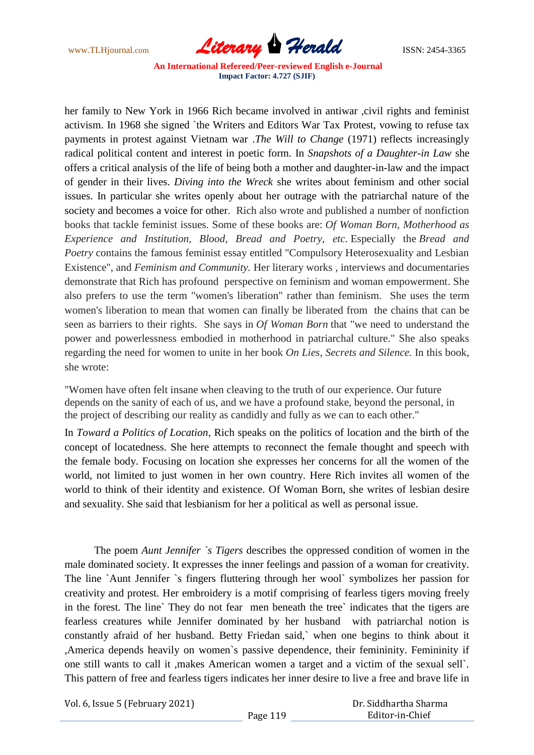her family to New York in 1966 Rich became involved in antiwar ,civil rights and feminist activism. In 1968 she signed `the Writers and Editors War Tax Protest, vowing to refuse tax payments in protest against Vietnam war .*The Will to Change* (1971) reflects increasingly radical political content and interest in poetic form. In *Snapshots of a Daughter-in Law* she offers a critical analysis of the life of being both a mother and daughter-in-law and the impact of gender in their lives. *Diving into the Wreck* she writes about feminism and other social issues. In particular she writes openly about her outrage with the patriarchal nature of the society and becomes a voice for other. Rich also wrote and published a number of nonfiction books that tackle feminist issues. Some of these books are: *Of Woman Born, Motherhood as Experience and Institution, Blood, Bread and Poetry, etc.* Especially the *Bread and Poetry* contains the famous feminist essay entitled "Compulsory Heterosexuality and Lesbian Existence", and *Feminism and Community.* Her literary works , interviews and documentaries demonstrate that Rich has profound perspective on feminism and woman empowerment. She also prefers to use the term "women's liberation" rather than feminism. She uses the term women's liberation to mean that women can finally be liberated from the chains that can be seen as barriers to their rights. She says in *Of Woman Born* that "we need to understand the power and powerlessness embodied in motherhood in patriarchal culture." She also speaks regarding the need for women to unite in her book *On Lies, Secrets and Silence.* In this book, she wrote:

"Women have often felt insane when cleaving to the truth of our experience. Our future depends on the sanity of each of us, and we have a profound stake, beyond the personal, in the project of describing our reality as candidly and fully as we can to each other."

In *Toward a Politics of Location*, Rich speaks on the politics of location and the birth of the concept of locatedness. She here attempts to reconnect the female thought and speech with the female body. Focusing on location she expresses her concerns for all the women of the world, not limited to just women in her own country. Here Rich invites all women of the world to think of their identity and existence. Of Woman Born, she writes of lesbian desire and sexuality. She said that lesbianism for her a political as well as personal issue.

The poem *Aunt Jennifer `s Tigers* describes the oppressed condition of women in the male dominated society. It expresses the inner feelings and passion of a woman for creativity. The line `Aunt Jennifer `s fingers fluttering through her wool` symbolizes her passion for creativity and protest. Her embroidery is a motif comprising of fearless tigers moving freely in the forest. The line` They do not fear men beneath the tree` indicates that the tigers are fearless creatures while Jennifer dominated by her husband with patriarchal notion is constantly afraid of her husband. Betty Friedan said,` when one begins to think about it ,America depends heavily on women`s passive dependence, their femininity. Femininity if one still wants to call it ,makes American women a target and a victim of the sexual sell`. This pattern of free and fearless tigers indicates her inner desire to live a free and brave life in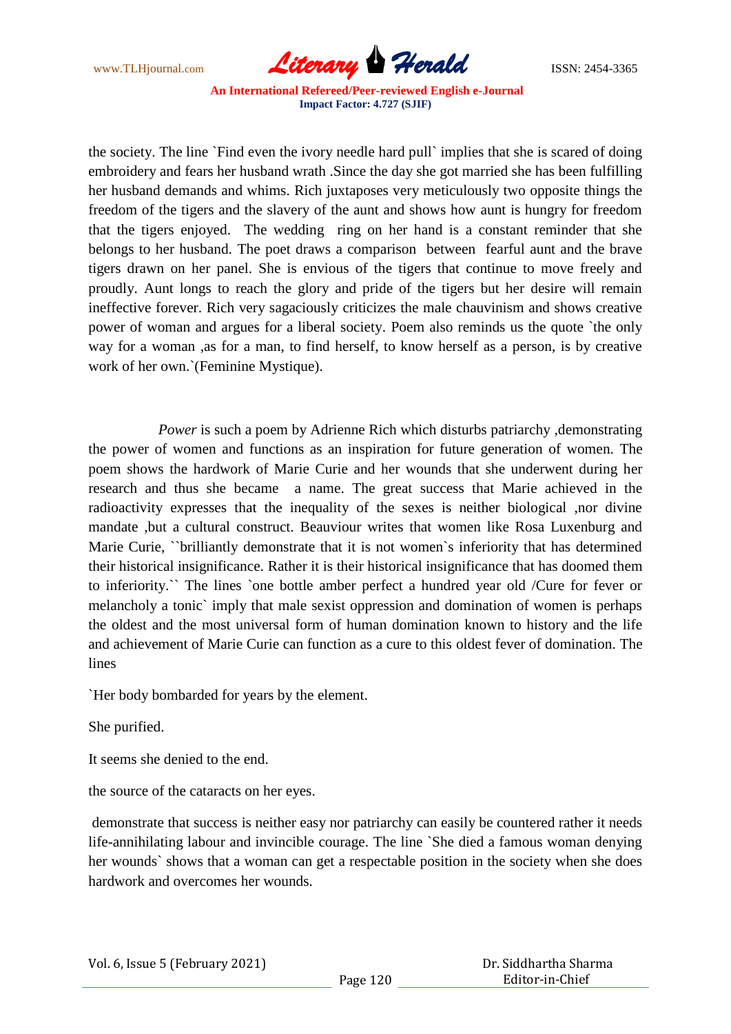the society. The line `Find even the ivory needle hard pull` implies that she is scared of doing embroidery and fears her husband wrath .Since the day she got married she has been fulfilling her husband demands and whims. Rich juxtaposes very meticulously two opposite things the freedom of the tigers and the slavery of the aunt and shows how aunt is hungry for freedom that the tigers enjoyed. The wedding ring on her hand is a constant reminder that she belongs to her husband. The poet draws a comparison between fearful aunt and the brave tigers drawn on her panel. She is envious of the tigers that continue to move freely and proudly. Aunt longs to reach the glory and pride of the tigers but her desire will remain ineffective forever. Rich very sagaciously criticizes the male chauvinism and shows creative power of woman and argues for a liberal society. Poem also reminds us the quote `the only way for a woman ,as for a man, to find herself, to know herself as a person, is by creative work of her own.`(Feminine Mystique).

*Power* is such a poem by Adrienne Rich which disturbs patriarchy ,demonstrating the power of women and functions as an inspiration for future generation of women. The poem shows the hardwork of Marie Curie and her wounds that she underwent during her research and thus she became a name. The great success that Marie achieved in the radioactivity expresses that the inequality of the sexes is neither biological ,nor divine mandate ,but a cultural construct. Beauviour writes that women like Rosa Luxenburg and Marie Curie, ``brilliantly demonstrate that it is not women`s inferiority that has determined their historical insignificance. Rather it is their historical insignificance that has doomed them to inferiority.`` The lines `one bottle amber perfect a hundred year old /Cure for fever or melancholy a tonic` imply that male sexist oppression and domination of women is perhaps the oldest and the most universal form of human domination known to history and the life and achievement of Marie Curie can function as a cure to this oldest fever of domination. The lines

`Her body bombarded for years by the element.

She purified.

It seems she denied to the end.

the source of the cataracts on her eyes.

demonstrate that success is neither easy nor patriarchy can easily be countered rather it needs life-annihilating labour and invincible courage. The line `She died a famous woman denying her wounds` shows that a woman can get a respectable position in the society when she does hardwork and overcomes her wounds.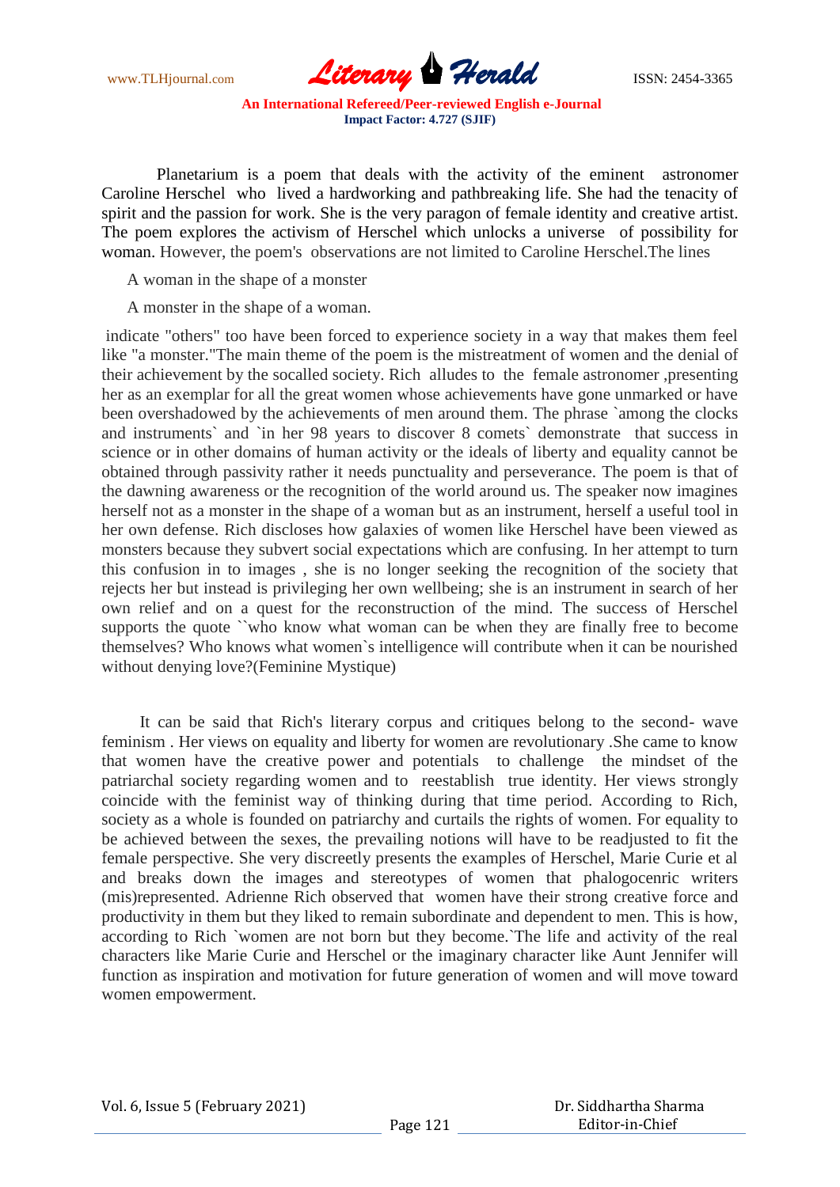Planetarium is a poem that deals with the activity of the eminent astronomer Caroline Herschel who lived a hardworking and pathbreaking life. She had the tenacity of spirit and the passion for work. She is the very paragon of female identity and creative artist. The poem explores the activism of Herschel which unlocks a universe of possibility for woman. However, the poem's observations are not limited to Caroline Herschel.The lines

> A woman in the shape of a monster
>
> A monster in the shape of a woman.

indicate "others" too have been forced to experience society in a way that makes them feel like "a monster."The main theme of the poem is the mistreatment of women and the denial of their achievement by the socalled society. Rich alludes to the female astronomer ,presenting her as an exemplar for all the great women whose achievements have gone unmarked or have been overshadowed by the achievements of men around them. The phrase `among the clocks and instruments` and `in her 98 years to discover 8 comets` demonstrate that success in science or in other domains of human activity or the ideals of liberty and equality cannot be obtained through passivity rather it needs punctuality and perseverance. The poem is that of the dawning awareness or the recognition of the world around us. The speaker now imagines herself not as a monster in the shape of a woman but as an instrument, herself a useful tool in her own defense. Rich discloses how galaxies of women like Herschel have been viewed as monsters because they subvert social expectations which are confusing. In her attempt to turn this confusion in to images , she is no longer seeking the recognition of the society that rejects her but instead is privileging her own wellbeing; she is an instrument in search of her own relief and on a quest for the reconstruction of the mind. The success of Herschel supports the quote ``who know what woman can be when they are finally free to become themselves? Who knows what women`s intelligence will contribute when it can be nourished without denying love?(Feminine Mystique)

It can be said that Rich's literary corpus and critiques belong to the second- wave feminism . Her views on equality and liberty for women are revolutionary .She came to know that women have the creative power and potentials to challenge the mindset of the patriarchal society regarding women and to reestablish true identity. Her views strongly coincide with the feminist way of thinking during that time period. According to Rich, society as a whole is founded on patriarchy and curtails the rights of women. For equality to be achieved between the sexes, the prevailing notions will have to be readjusted to fit the female perspective. She very discreetly presents the examples of Herschel, Marie Curie et al and breaks down the images and stereotypes of women that phalogocenric writers (mis)represented. Adrienne Rich observed that women have their strong creative force and productivity in them but they liked to remain subordinate and dependent to men. This is how, according to Rich `women are not born but they become.`The life and activity of the real characters like Marie Curie and Herschel or the imaginary character like Aunt Jennifer will function as inspiration and motivation for future generation of women and will move toward women empowerment.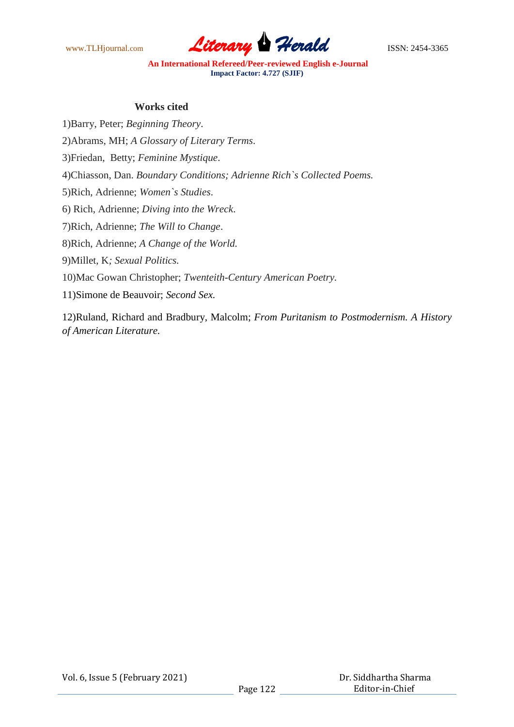**Works cited**

1)Barry, Peter; *Beginning Theory*.

2)Abrams, MH; *A Glossary of Literary Terms*.

3)Friedan, Betty; *Feminine Mystique*.

4)Chiasson, Dan. *Boundary Conditions; Adrienne Rich`s Collected Poems.*

5)Rich, Adrienne; *Women`s Studies*.

6) Rich, Adrienne; *Diving into the Wreck*.

7)Rich, Adrienne; *The Will to Change*.

8)Rich, Adrienne; *A Change of the World.*

9)Millet, K*; Sexual Politics.*

10)Mac Gowan Christopher; *Twenteith-Century American Poetry.*

11)Simone de Beauvoir; *Second Sex.*

12)Ruland, Richard and Bradbury, Malcolm; *From Puritanism to Postmodernism. A History of American Literature.*